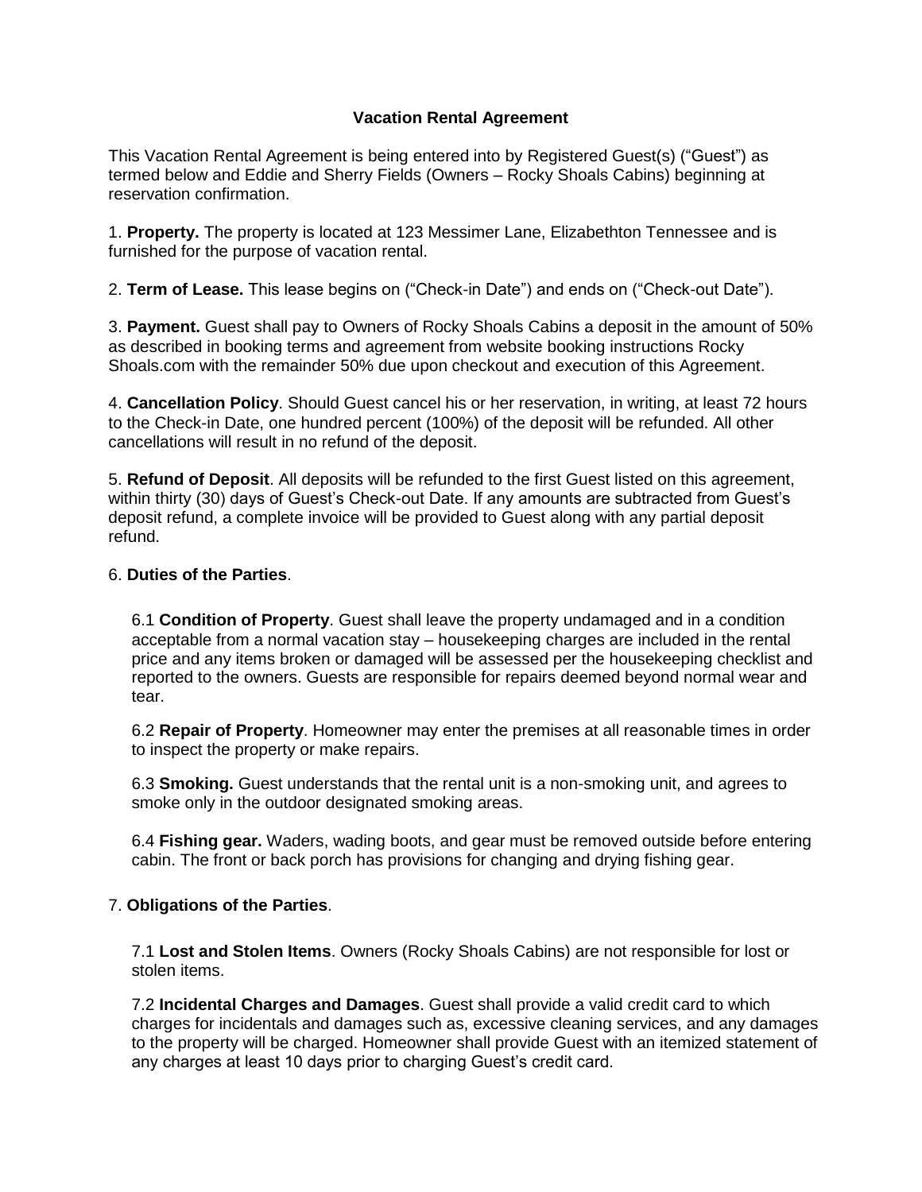# Vacation Rental Agreement

This Vacation Rental Agreement is being entered into by Registered Guest(s) ("Guest") as termed below and Eddie and Sherry Fields (Owners – Rocky Shoals Cabins) beginning at reservation confirmation.

1. **Property.** The property is located at 123 Messimer Lane, Elizabethton Tennessee and is furnished for the purpose of vacation rental.

2. **Term of Lease.** This lease begins on ("Check-in Date") and ends on ("Check-out Date").

3. **Payment.** Guest shall pay to Owners of Rocky Shoals Cabins a deposit in the amount of 50% as described in booking terms and agreement from website booking instructions Rocky Shoals.com with the remainder 50% due upon checkout and execution of this Agreement.

4. **Cancellation Policy**. Should Guest cancel his or her reservation, in writing, at least 72 hours to the Check-in Date, one hundred percent (100%) of the deposit will be refunded. All other cancellations will result in no refund of the deposit.

5. **Refund of Deposit**. All deposits will be refunded to the first Guest listed on this agreement, within thirty (30) days of Guest's Check-out Date. If any amounts are subtracted from Guest's deposit refund, a complete invoice will be provided to Guest along with any partial deposit refund.

6. **Duties of the Parties**.

6.1 **Condition of Property**. Guest shall leave the property undamaged and in a condition acceptable from a normal vacation stay – housekeeping charges are included in the rental price and any items broken or damaged will be assessed per the housekeeping checklist and reported to the owners. Guests are responsible for repairs deemed beyond normal wear and tear.

6.2 **Repair of Property**. Homeowner may enter the premises at all reasonable times in order to inspect the property or make repairs.

6.3 **Smoking.** Guest understands that the rental unit is a non-smoking unit, and agrees to smoke only in the outdoor designated smoking areas.

6.4 **Fishing gear.** Waders, wading boots, and gear must be removed outside before entering cabin. The front or back porch has provisions for changing and drying fishing gear.

7. **Obligations of the Parties**.

7.1 **Lost and Stolen Items**. Owners (Rocky Shoals Cabins) are not responsible for lost or stolen items.

7.2 **Incidental Charges and Damages**. Guest shall provide a valid credit card to which charges for incidentals and damages such as, excessive cleaning services, and any damages to the property will be charged. Homeowner shall provide Guest with an itemized statement of any charges at least 10 days prior to charging Guest's credit card.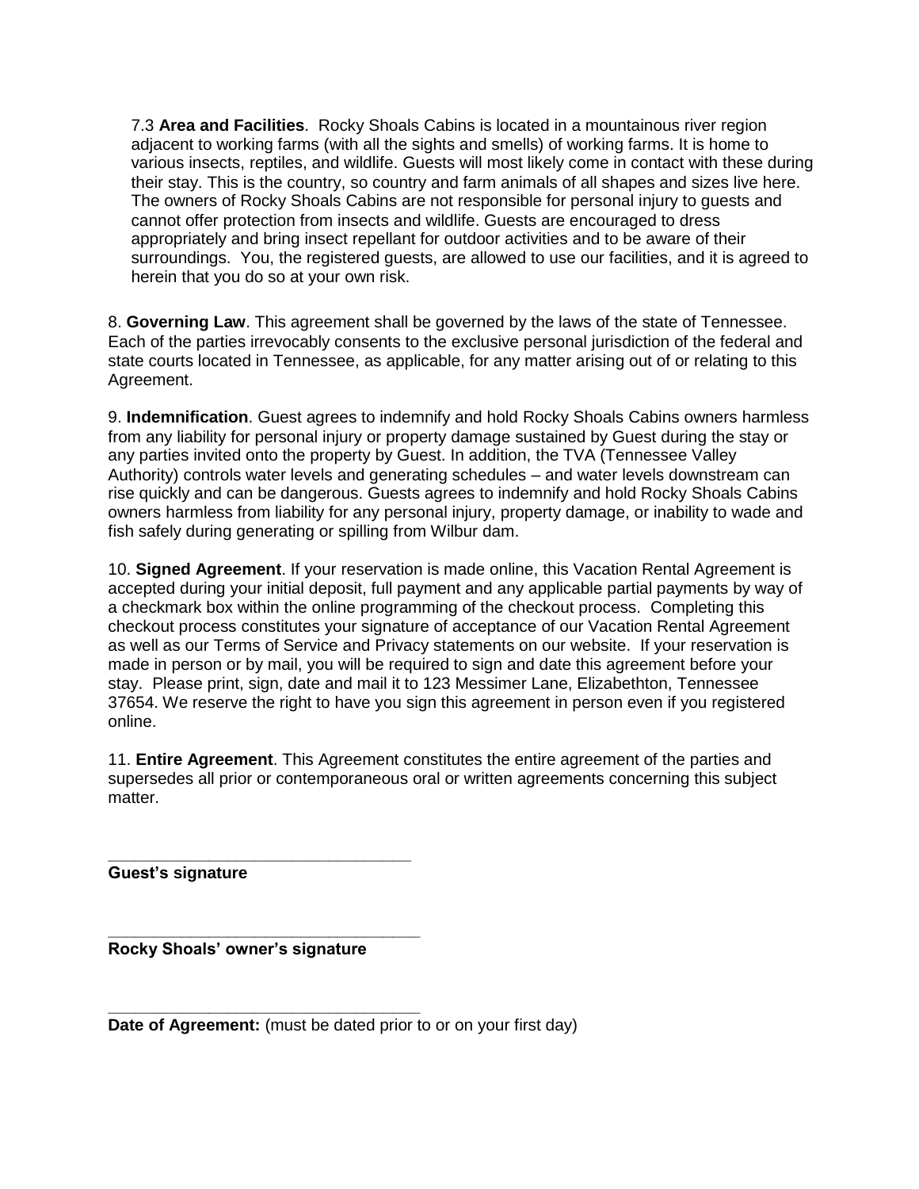7.3 **Area and Facilities**. Rocky Shoals Cabins is located in a mountainous river region adjacent to working farms (with all the sights and smells) of working farms. It is home to various insects, reptiles, and wildlife. Guests will most likely come in contact with these during their stay. This is the country, so country and farm animals of all shapes and sizes live here. The owners of Rocky Shoals Cabins are not responsible for personal injury to guests and cannot offer protection from insects and wildlife. Guests are encouraged to dress appropriately and bring insect repellant for outdoor activities and to be aware of their surroundings. You, the registered guests, are allowed to use our facilities, and it is agreed to herein that you do so at your own risk.

8. **Governing Law**. This agreement shall be governed by the laws of the state of Tennessee. Each of the parties irrevocably consents to the exclusive personal jurisdiction of the federal and state courts located in Tennessee, as applicable, for any matter arising out of or relating to this Agreement.

9. **Indemnification**. Guest agrees to indemnify and hold Rocky Shoals Cabins owners harmless from any liability for personal injury or property damage sustained by Guest during the stay or any parties invited onto the property by Guest. In addition, the TVA (Tennessee Valley Authority) controls water levels and generating schedules – and water levels downstream can rise quickly and can be dangerous. Guests agrees to indemnify and hold Rocky Shoals Cabins owners harmless from liability for any personal injury, property damage, or inability to wade and fish safely during generating or spilling from Wilbur dam.

10. **Signed Agreement**. If your reservation is made online, this Vacation Rental Agreement is accepted during your initial deposit, full payment and any applicable partial payments by way of a checkmark box within the online programming of the checkout process. Completing this checkout process constitutes your signature of acceptance of our Vacation Rental Agreement as well as our Terms of Service and Privacy statements on our website. If your reservation is made in person or by mail, you will be required to sign and date this agreement before your stay. Please print, sign, date and mail it to 123 Messimer Lane, Elizabethton, Tennessee 37654. We reserve the right to have you sign this agreement in person even if you registered online.

11. **Entire Agreement**. This Agreement constitutes the entire agreement of the parties and supersedes all prior or contemporaneous oral or written agreements concerning this subject matter.

\_\_\_\_\_\_\_\_\_\_\_\_\_\_\_\_\_\_\_\_\_\_\_\_\_\_\_\_\_\_\_\_\_\_

**Guest's signature**

\_\_\_\_\_\_\_\_\_\_\_\_\_\_\_\_\_\_\_\_\_\_\_\_\_\_\_\_\_\_\_\_\_\_

**Rocky Shoals' owner's signature**

\_\_\_\_\_\_\_\_\_\_\_\_\_\_\_\_\_\_\_\_\_\_\_\_\_\_\_\_\_\_\_\_\_\_

**Date of Agreement:** (must be dated prior to or on your first day)